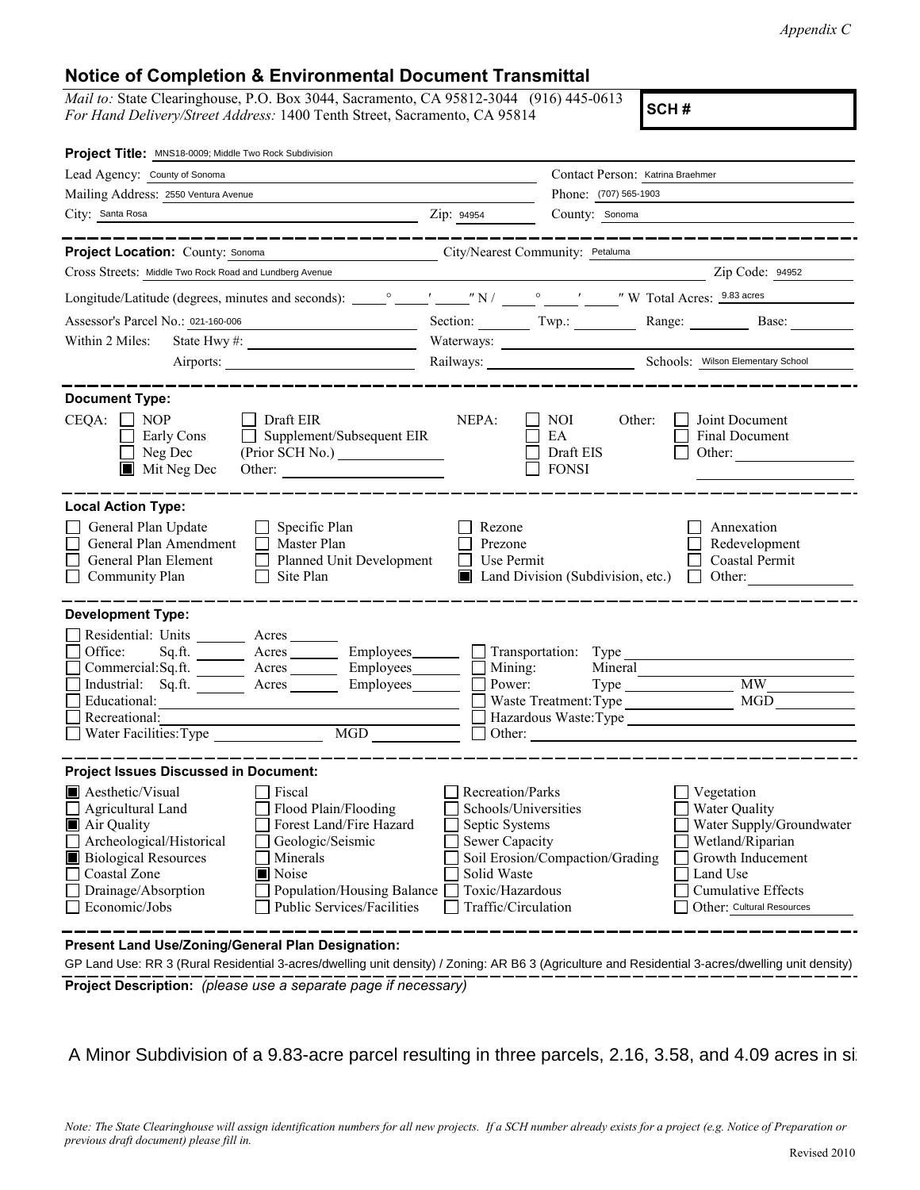*Appendix C*

## Notice of Completion & Environmental Document Transmittal

*Mail to:* State Clearinghouse, P.O. Box 3044, Sacramento, CA 95812-3044 (916) 445-0613
*For Hand Delivery/Street Address:* 1400 Tenth Street, Sacramento, CA 95814

**SCH #**

**Project Title:** MNS18-0009; Middle Two Rock Subdivision

Lead Agency: County of Sonoma — Contact Person: Katrina Braehmer
Mailing Address: 2550 Ventura Avenue — Phone: (707) 565-1903
City: Santa Rosa — Zip: 94954 — County: Sonoma

---

**Project Location:** County: Sonoma — City/Nearest Community: Petaluma
Cross Streets: Middle Two Rock Road and Lundberg Avenue — Zip Code: 94952
Longitude/Latitude (degrees, minutes and seconds): \_\_\_° \_\_\_′ \_\_\_″ N / \_\_\_° \_\_\_′ \_\_\_″ W Total Acres: 9.83 acres
Assessor's Parcel No.: 021-160-006 — Section: \_\_\_ Twp.: \_\_\_ Range: \_\_\_ Base: \_\_\_
Within 2 Miles: State Hwy #: \_\_\_ Waterways: \_\_\_
Airports: \_\_\_ Railways: \_\_\_ Schools: Wilson Elementary School

---

**Document Type:**

CEQA: ☐ NOP ☐ Early Cons ☐ Neg Dec ☒ Mit Neg Dec ☐ Draft EIR ☐ Supplement/Subsequent EIR (Prior SCH No.) \_\_\_ Other: \_\_\_
NEPA: ☐ NOI ☐ EA ☐ Draft EIS ☐ FONSI
Other: ☐ Joint Document ☐ Final Document ☐ Other: \_\_\_

---

**Local Action Type:**

☐ General Plan Update ☐ General Plan Amendment ☐ General Plan Element ☐ Community Plan ☐ Specific Plan ☐ Master Plan ☐ Planned Unit Development ☐ Site Plan ☐ Rezone ☐ Prezone ☐ Use Permit ☒ Land Division (Subdivision, etc.) ☐ Annexation ☐ Redevelopment ☐ Coastal Permit ☐ Other: \_\_\_

---

**Development Type:**

☐ Residential: Units \_\_\_ Acres \_\_\_
☐ Office: Sq.ft. \_\_\_ Acres \_\_\_ Employees \_\_\_
☐ Commercial: Sq.ft. \_\_\_ Acres \_\_\_ Employees \_\_\_
☐ Industrial: Sq.ft. \_\_\_ Acres \_\_\_ Employees \_\_\_
☐ Educational: \_\_\_
☐ Recreational: \_\_\_
☐ Water Facilities: Type \_\_\_ MGD \_\_\_
☐ Transportation: Type \_\_\_
☐ Mining: Mineral \_\_\_
☐ Power: Type \_\_\_ MW \_\_\_
☐ Waste Treatment: Type \_\_\_ MGD \_\_\_
☐ Hazardous Waste: Type \_\_\_
☐ Other: \_\_\_

---

**Project Issues Discussed in Document:**

☒ Aesthetic/Visual ☐ Agricultural Land ☒ Air Quality ☐ Archeological/Historical ☒ Biological Resources ☐ Coastal Zone ☐ Drainage/Absorption ☐ Economic/Jobs
☐ Fiscal ☐ Flood Plain/Flooding ☐ Forest Land/Fire Hazard ☐ Geologic/Seismic ☐ Minerals ☒ Noise ☐ Population/Housing Balance ☐ Public Services/Facilities
☐ Recreation/Parks ☐ Schools/Universities ☐ Septic Systems ☐ Sewer Capacity ☐ Soil Erosion/Compaction/Grading ☐ Solid Waste ☐ Toxic/Hazardous ☐ Traffic/Circulation
☐ Vegetation ☐ Water Quality ☐ Water Supply/Groundwater ☐ Wetland/Riparian ☐ Growth Inducement ☐ Land Use ☐ Cumulative Effects ☐ Other: Cultural Resources

---

**Present Land Use/Zoning/General Plan Designation:**

GP Land Use: RR 3 (Rural Residential 3-acres/dwelling unit density) / Zoning: AR B6 3 (Agriculture and Residential 3-acres/dwelling unit density)

**Project Description:** *(please use a separate page if necessary)*

A Minor Subdivision of a 9.83-acre parcel resulting in three parcels, 2.16, 3.58, and 4.09 acres in si

*Note: The State Clearinghouse will assign identification numbers for all new projects. If a SCH number already exists for a project (e.g. Notice of Preparation or previous draft document) please fill in.*

Revised 2010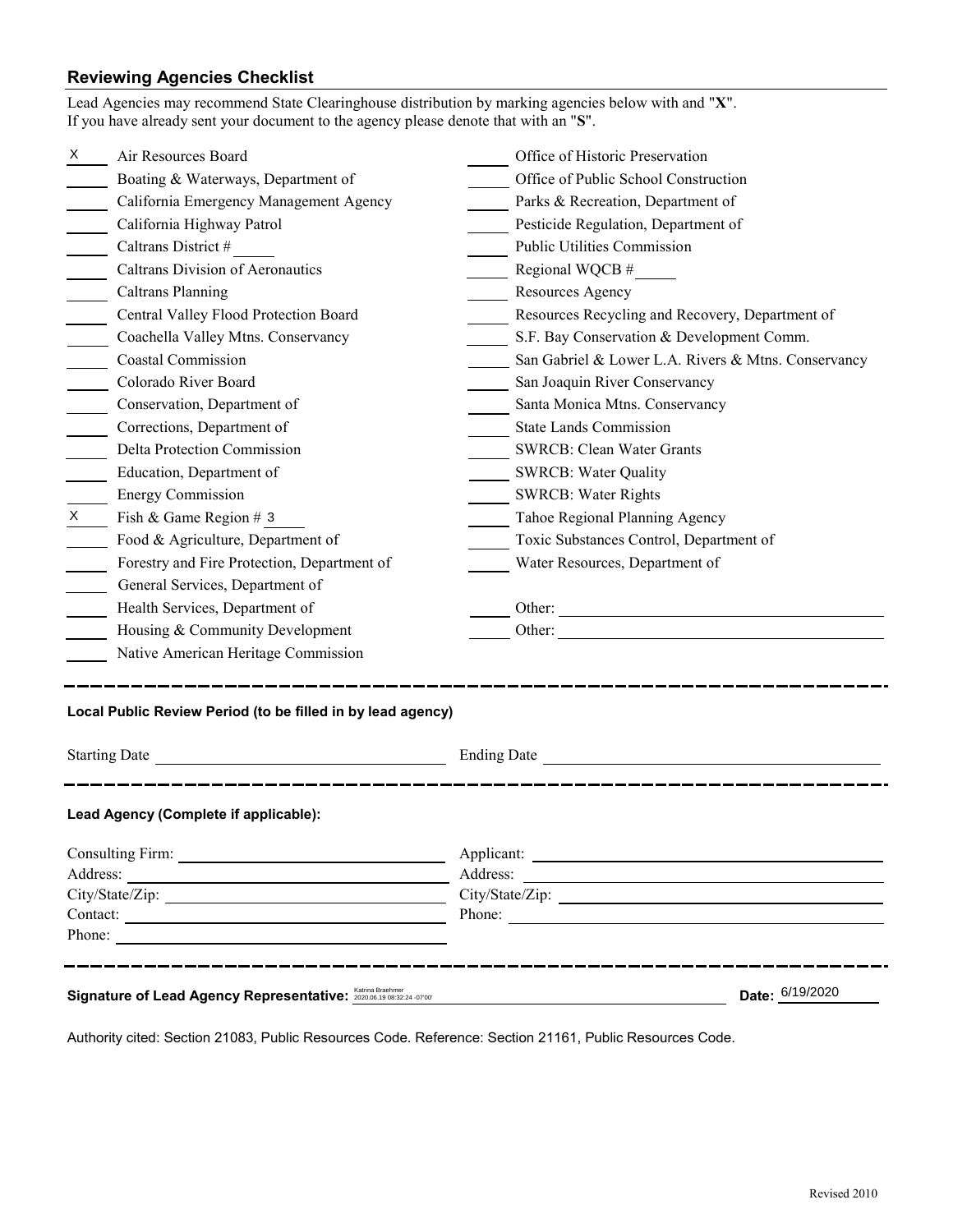## Reviewing Agencies Checklist

Lead Agencies may recommend State Clearinghouse distribution by marking agencies below with and "**X**".
If you have already sent your document to the agency please denote that with an "**S**".

- X Air Resources Board
- ____ Boating & Waterways, Department of
- ____ California Emergency Management Agency
- ____ California Highway Patrol
- ____ Caltrans District # ____
- ____ Caltrans Division of Aeronautics
- ____ Caltrans Planning
- ____ Central Valley Flood Protection Board
- ____ Coachella Valley Mtns. Conservancy
- ____ Coastal Commission
- ____ Colorado River Board
- ____ Conservation, Department of
- ____ Corrections, Department of
- ____ Delta Protection Commission
- ____ Education, Department of
- ____ Energy Commission
- X Fish & Game Region # 3
- ____ Food & Agriculture, Department of
- ____ Forestry and Fire Protection, Department of
- ____ General Services, Department of
- ____ Health Services, Department of
- ____ Housing & Community Development
- ____ Native American Heritage Commission
- ____ Office of Historic Preservation
- ____ Office of Public School Construction
- ____ Parks & Recreation, Department of
- ____ Pesticide Regulation, Department of
- ____ Public Utilities Commission
- ____ Regional WQCB # ____
- ____ Resources Agency
- ____ Resources Recycling and Recovery, Department of
- ____ S.F. Bay Conservation & Development Comm.
- ____ San Gabriel & Lower L.A. Rivers & Mtns. Conservancy
- ____ San Joaquin River Conservancy
- ____ Santa Monica Mtns. Conservancy
- ____ State Lands Commission
- ____ SWRCB: Clean Water Grants
- ____ SWRCB: Water Quality
- ____ SWRCB: Water Rights
- ____ Tahoe Regional Planning Agency
- ____ Toxic Substances Control, Department of
- ____ Water Resources, Department of
- ____ Other: ____
- ____ Other: ____

---

**Local Public Review Period (to be filled in by lead agency)**

Starting Date ____ Ending Date ____

---

**Lead Agency (Complete if applicable):**

Consulting Firm: ____
Address: ____
City/State/Zip: ____
Contact: ____
Phone: ____

Applicant: ____
Address: ____
City/State/Zip: ____
Phone: ____

---

**Signature of Lead Agency Representative:** Katrina Braehmer 2020.06.19 08:32:24 -07'00' **Date:** 6/19/2020

Authority cited: Section 21083, Public Resources Code. Reference: Section 21161, Public Resources Code.

Revised 2010